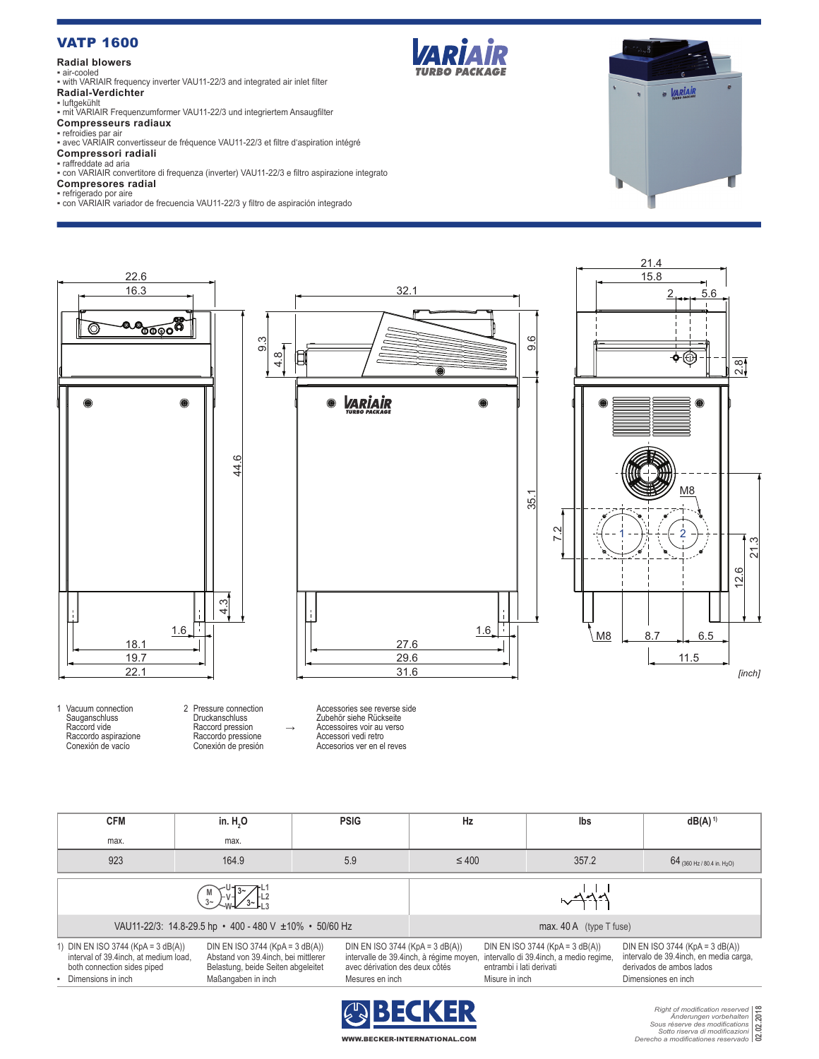# VATP 1600

**Radial blowers**
- air-cooled
- with VARIAIR frequency inverter VAU11-22/3 and integrated air inlet filter

**Radial-Verdichter**
- luftgekühlt
- mit VARIAIR Frequenzumformer VAU11-22/3 und integriertem Ansaugfilter

**Compresseurs radiaux**
- refroidies par air
- avec VARIAIR convertisseur de fréquence VAU11-22/3 et filtre d'aspiration intégré

**Compressori radiali**
- raffreddate ad aria
- con VARIAIR convertitore di frequenza (inverter) VAU11-22/3 e filtro aspirazione integrato

**Compresores radial**
- refrigerado por aire
- con VARIAIR variador de frecuencia VAU11-22/3 y filtro de aspiración integrado

22.6
16.3
9.3
4.8
44.6
4.3
1.6
18.1
19.7
22.1
32.1
9.6
35.1
1.6
27.6
29.6
31.6
21.4
15.8
2
5.6
2.8
M8
7.2
1
2
12.6
21.3
M8
8.7
6.5
11.5
[inch]

1 Vacuum connection
Sauganschluss
Raccord vide
Raccordo aspirazione
Conexión de vacío

2 Pressure connection
Druckanschluss
Raccord pression
Raccordo pressione
Conexión de presión

→ Accessories see reverse side
Zubehör siehe Rückseite
Accessoires voir au verso
Accessori vedi retro
Accesorios ver en el reves

| CFM | in. $H_2O$ | PSIG | Hz | lbs | dB(A) [1] |
|---|---|---|---|---|---|
| max. | max. | | | | |
| 923 | 164.9 | 5.9 | ≤ 400 | 357.2 | 64 (360 Hz / 80.4 in. $H_2O$) |

| | |
|---|---|
| VAU11-22/3: 14.8-29.5 hp • 400 - 480 V ±10% • 50/60 Hz | max. 40 A (type T fuse) |

1) DIN EN ISO 3744 (KpA = 3 dB(A)) interval of 39.4inch, at medium load, both connection sides piped
- Dimensions in inch

DIN EN ISO 3744 (KpA = 3 dB(A)) Abstand von 39.4inch, bei mittlerer Belastung, beide Seiten abgeleitet
Maßangaben in inch

DIN EN ISO 3744 (KpA = 3 dB(A)) intervalle de 39.4inch, à régime moyen, avec dérivation des deux côtés
Mesures en inch

DIN EN ISO 3744 (KpA = 3 dB(A)) intervallo di 39.4inch, a medio regime, entrambi i lati derivati
Misure in inch

DIN EN ISO 3744 (KpA = 3 dB(A)) intervalo de 39.4inch, en media carga, derivados de ambos lados
Dimensiones en inch

BECKER
WWW.BECKER-INTERNATIONAL.COM

Right of modification reserved
Änderungen vorbehalten
Sous réserve des modifications
Sotto riserva di modificazioni
Derecho a modificationes reservado
02.02.2018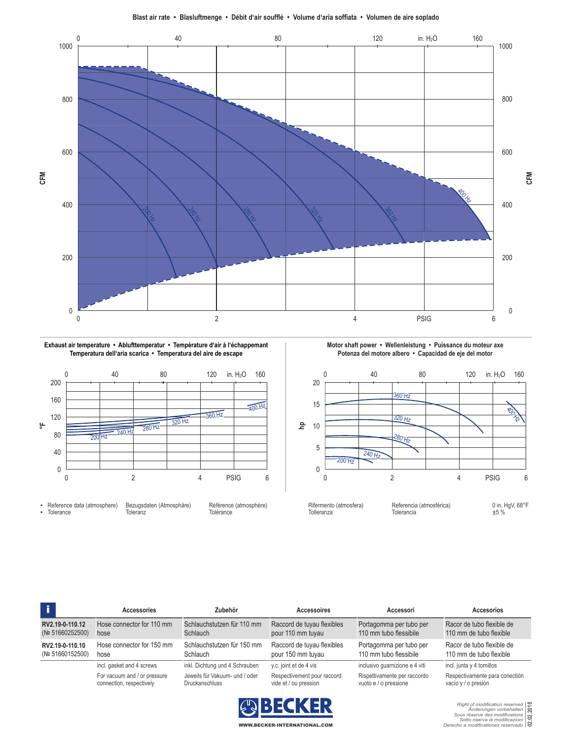## Blast air rate • Blasluftmenge • Débit d'air soufflé • Volume d'aria soffiata • Volumen de aire soplado

0 40 80 120 in. $H_2O$ 160

1000 800 600 400 200 0

CFM

200 Hz 240 Hz 280 Hz 320 Hz 360 Hz 400 Hz

0 2 4 PSIG 6

### Exhaust air temperature • Ablufttemperatur • Température d'air à l'échappemant Temperatura dell'aria scarica • Temperatura del aire de escape

0 40 80 120 in. $H_2O$ 160

200 160 120 80 40 0

°F

200 Hz 240 Hz 280 Hz 320 Hz 360 Hz 400 Hz

0 2 4 PSIG 6

### Motor shaft power • Wellenleistung • Puissance du moteur axe Potenza del motore albero • Capacidad de eje del motor

0 40 80 120 in. $H_2O$ 160

20 15 10 5 0

hp

200 Hz 240 Hz 280 Hz 320 Hz 360 Hz 400 Hz

0 2 4 PSIG 6

| | | | | | | |
|---|---|---|---|---|---|---|
| ▪ Reference data (atmosphere) | Bezugsdaten (Atmosphäre) | Référence (atmosphère) | Rifermento (atmosfera) | Referencia (atmosférica) | 0 in. HgV, 68°F |
| ▪ Tolerance | Toleranz | Tolérance | Tolleranza | Tolerancia | ±5 % |

| i | Accessories | Zubehör | Accessoires | Accessori | Accesorios |
|---|---|---|---|---|---|
| **RV2.19-0-110.12** (№ 51660252500) | Hose connector for 110 mm hose | Schlauchstutzen für 110 mm Schlauch | Raccord de tuyau flexibles pour 110 mm tuyau | Portagomma per tubo per 110 mm tubo flessibile | Racor de tubo flexible de 110 mm de tubo flexible |
| **RV2.19-0-110.10** (№ 51660152500) | Hose connector for 150 mm hose | Schlauchstutzen für 150 mm Schlauch | Raccord de tuyau flexibles pour 150 mm tuyau | Portagomma per tubo per 110 mm tubo flessibile | Racor de tubo flexible de 110 mm de tubo flexible |
| | incl. gasket and 4 screws | inkl. Dichtung und 4 Schrauben | y.c. joint et de 4 vis | inclusivo guarnizione e 4 viti | incl. junta y 4 tornillos |
| | For vacuum and / or pressure connection, respectively | Jeweils für Vakuum- und / oder Druckanschluss | Respectivement pour raccord vide et / ou pression | Rispettivamente per raccordo vuoto e / o pressione | Respectivamente para conetión vacío y / o presión |

BECKER
WWW.BECKER-INTERNATIONAL.COM

Right of modification reserved
Änderungen vorbehalten
Sous réserve des modifications
Sotto riserva di modificazioni
Derecho a modificationes reservado

02.02.2018